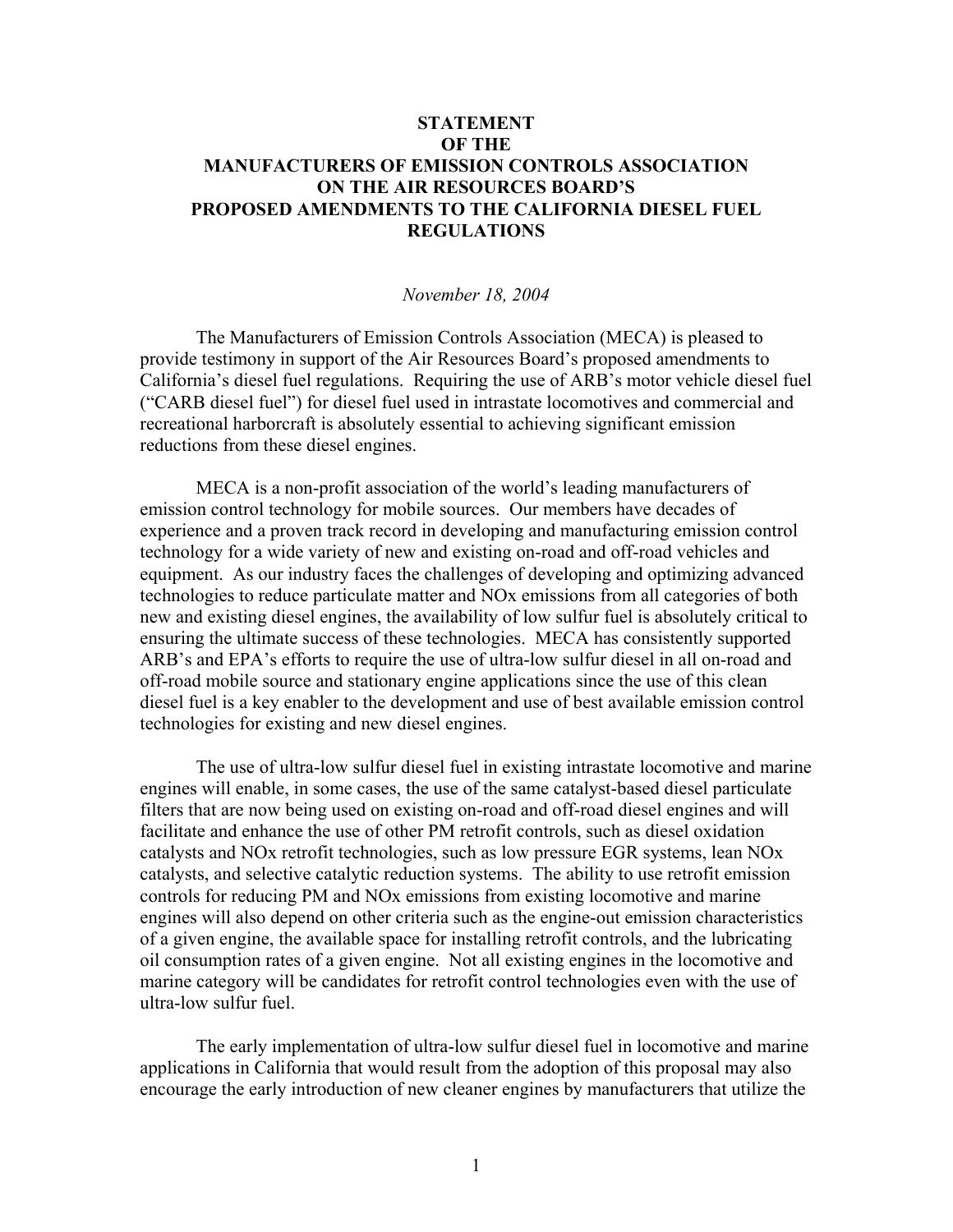# STATEMENT OF THE MANUFACTURERS OF EMISSION CONTROLS ASSOCIATION ON THE AIR RESOURCES BOARD'S PROPOSED AMENDMENTS TO THE CALIFORNIA DIESEL FUEL REGULATIONS

*November 18, 2004*

The Manufacturers of Emission Controls Association (MECA) is pleased to provide testimony in support of the Air Resources Board's proposed amendments to California's diesel fuel regulations. Requiring the use of ARB's motor vehicle diesel fuel ("CARB diesel fuel") for diesel fuel used in intrastate locomotives and commercial and recreational harborcraft is absolutely essential to achieving significant emission reductions from these diesel engines.

MECA is a non-profit association of the world's leading manufacturers of emission control technology for mobile sources. Our members have decades of experience and a proven track record in developing and manufacturing emission control technology for a wide variety of new and existing on-road and off-road vehicles and equipment. As our industry faces the challenges of developing and optimizing advanced technologies to reduce particulate matter and NOx emissions from all categories of both new and existing diesel engines, the availability of low sulfur fuel is absolutely critical to ensuring the ultimate success of these technologies. MECA has consistently supported ARB's and EPA's efforts to require the use of ultra-low sulfur diesel in all on-road and off-road mobile source and stationary engine applications since the use of this clean diesel fuel is a key enabler to the development and use of best available emission control technologies for existing and new diesel engines.

The use of ultra-low sulfur diesel fuel in existing intrastate locomotive and marine engines will enable, in some cases, the use of the same catalyst-based diesel particulate filters that are now being used on existing on-road and off-road diesel engines and will facilitate and enhance the use of other PM retrofit controls, such as diesel oxidation catalysts and NOx retrofit technologies, such as low pressure EGR systems, lean NOx catalysts, and selective catalytic reduction systems. The ability to use retrofit emission controls for reducing PM and NOx emissions from existing locomotive and marine engines will also depend on other criteria such as the engine-out emission characteristics of a given engine, the available space for installing retrofit controls, and the lubricating oil consumption rates of a given engine. Not all existing engines in the locomotive and marine category will be candidates for retrofit control technologies even with the use of ultra-low sulfur fuel.

The early implementation of ultra-low sulfur diesel fuel in locomotive and marine applications in California that would result from the adoption of this proposal may also encourage the early introduction of new cleaner engines by manufacturers that utilize the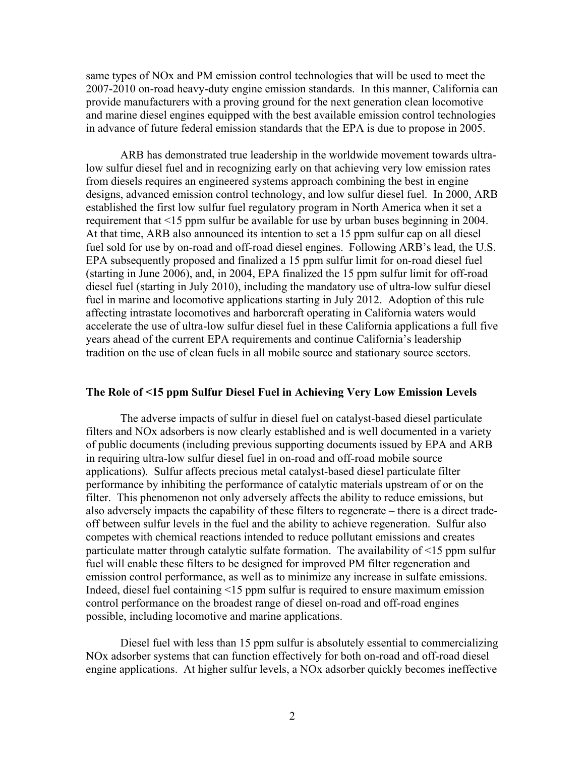same types of NOx and PM emission control technologies that will be used to meet the 2007-2010 on-road heavy-duty engine emission standards. In this manner, California can provide manufacturers with a proving ground for the next generation clean locomotive and marine diesel engines equipped with the best available emission control technologies in advance of future federal emission standards that the EPA is due to propose in 2005.

ARB has demonstrated true leadership in the worldwide movement towards ultra-low sulfur diesel fuel and in recognizing early on that achieving very low emission rates from diesels requires an engineered systems approach combining the best in engine designs, advanced emission control technology, and low sulfur diesel fuel. In 2000, ARB established the first low sulfur fuel regulatory program in North America when it set a requirement that <15 ppm sulfur be available for use by urban buses beginning in 2004. At that time, ARB also announced its intention to set a 15 ppm sulfur cap on all diesel fuel sold for use by on-road and off-road diesel engines. Following ARB's lead, the U.S. EPA subsequently proposed and finalized a 15 ppm sulfur limit for on-road diesel fuel (starting in June 2006), and, in 2004, EPA finalized the 15 ppm sulfur limit for off-road diesel fuel (starting in July 2010), including the mandatory use of ultra-low sulfur diesel fuel in marine and locomotive applications starting in July 2012. Adoption of this rule affecting intrastate locomotives and harborcraft operating in California waters would accelerate the use of ultra-low sulfur diesel fuel in these California applications a full five years ahead of the current EPA requirements and continue California's leadership tradition on the use of clean fuels in all mobile source and stationary source sectors.

## The Role of <15 ppm Sulfur Diesel Fuel in Achieving Very Low Emission Levels

The adverse impacts of sulfur in diesel fuel on catalyst-based diesel particulate filters and NOx adsorbers is now clearly established and is well documented in a variety of public documents (including previous supporting documents issued by EPA and ARB in requiring ultra-low sulfur diesel fuel in on-road and off-road mobile source applications). Sulfur affects precious metal catalyst-based diesel particulate filter performance by inhibiting the performance of catalytic materials upstream of or on the filter. This phenomenon not only adversely affects the ability to reduce emissions, but also adversely impacts the capability of these filters to regenerate – there is a direct trade-off between sulfur levels in the fuel and the ability to achieve regeneration. Sulfur also competes with chemical reactions intended to reduce pollutant emissions and creates particulate matter through catalytic sulfate formation. The availability of <15 ppm sulfur fuel will enable these filters to be designed for improved PM filter regeneration and emission control performance, as well as to minimize any increase in sulfate emissions. Indeed, diesel fuel containing <15 ppm sulfur is required to ensure maximum emission control performance on the broadest range of diesel on-road and off-road engines possible, including locomotive and marine applications.

Diesel fuel with less than 15 ppm sulfur is absolutely essential to commercializing NOx adsorber systems that can function effectively for both on-road and off-road diesel engine applications. At higher sulfur levels, a NOx adsorber quickly becomes ineffective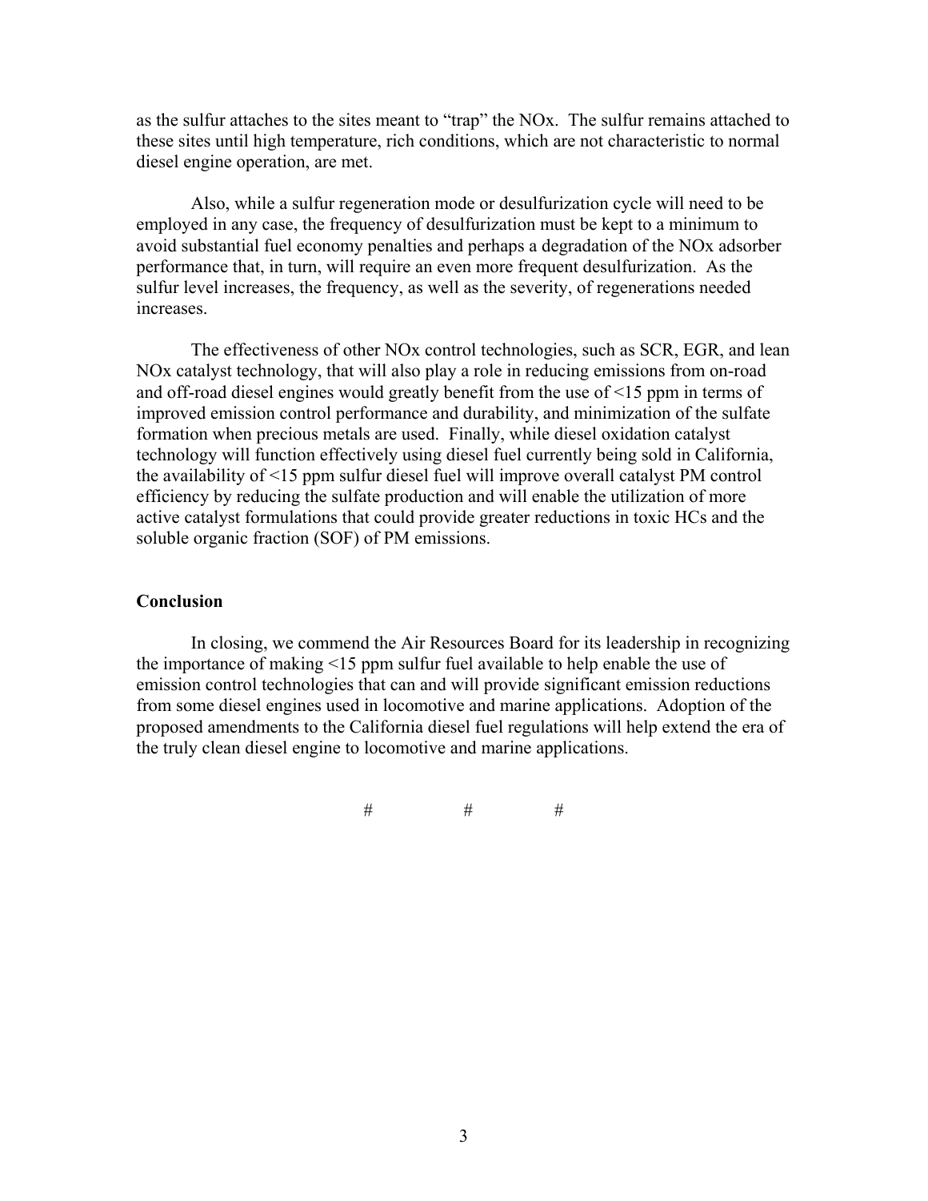as the sulfur attaches to the sites meant to "trap" the NOx. The sulfur remains attached to these sites until high temperature, rich conditions, which are not characteristic to normal diesel engine operation, are met.

Also, while a sulfur regeneration mode or desulfurization cycle will need to be employed in any case, the frequency of desulfurization must be kept to a minimum to avoid substantial fuel economy penalties and perhaps a degradation of the NOx adsorber performance that, in turn, will require an even more frequent desulfurization. As the sulfur level increases, the frequency, as well as the severity, of regenerations needed increases.

The effectiveness of other NOx control technologies, such as SCR, EGR, and lean NOx catalyst technology, that will also play a role in reducing emissions from on-road and off-road diesel engines would greatly benefit from the use of <15 ppm in terms of improved emission control performance and durability, and minimization of the sulfate formation when precious metals are used. Finally, while diesel oxidation catalyst technology will function effectively using diesel fuel currently being sold in California, the availability of <15 ppm sulfur diesel fuel will improve overall catalyst PM control efficiency by reducing the sulfate production and will enable the utilization of more active catalyst formulations that could provide greater reductions in toxic HCs and the soluble organic fraction (SOF) of PM emissions.

**Conclusion**

In closing, we commend the Air Resources Board for its leadership in recognizing the importance of making <15 ppm sulfur fuel available to help enable the use of emission control technologies that can and will provide significant emission reductions from some diesel engines used in locomotive and marine applications. Adoption of the proposed amendments to the California diesel fuel regulations will help extend the era of the truly clean diesel engine to locomotive and marine applications.

# # #